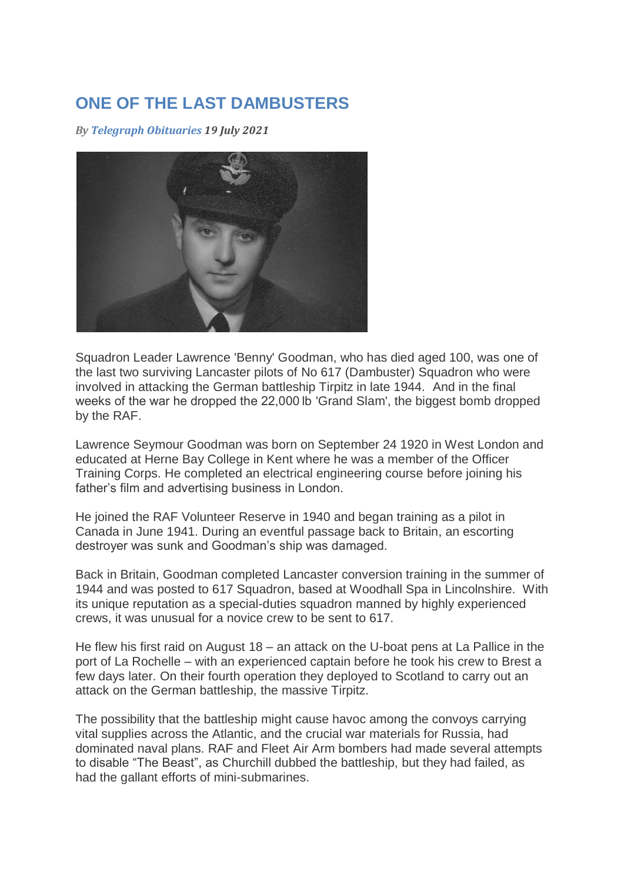# ONE OF THE LAST DAMBUSTERS

***By Telegraph Obituaries 19 July 2021***

Squadron Leader Lawrence 'Benny' Goodman, who has died aged 100, was one of the last two surviving Lancaster pilots of No 617 (Dambuster) Squadron who were involved in attacking the German battleship Tirpitz in late 1944. And in the final weeks of the war he dropped the 22,000 lb 'Grand Slam', the biggest bomb dropped by the RAF.

Lawrence Seymour Goodman was born on September 24 1920 in West London and educated at Herne Bay College in Kent where he was a member of the Officer Training Corps. He completed an electrical engineering course before joining his father's film and advertising business in London.

He joined the RAF Volunteer Reserve in 1940 and began training as a pilot in Canada in June 1941. During an eventful passage back to Britain, an escorting destroyer was sunk and Goodman's ship was damaged.

Back in Britain, Goodman completed Lancaster conversion training in the summer of 1944 and was posted to 617 Squadron, based at Woodhall Spa in Lincolnshire. With its unique reputation as a special-duties squadron manned by highly experienced crews, it was unusual for a novice crew to be sent to 617.

He flew his first raid on August 18 – an attack on the U-boat pens at La Pallice in the port of La Rochelle – with an experienced captain before he took his crew to Brest a few days later. On their fourth operation they deployed to Scotland to carry out an attack on the German battleship, the massive Tirpitz.

The possibility that the battleship might cause havoc among the convoys carrying vital supplies across the Atlantic, and the crucial war materials for Russia, had dominated naval plans. RAF and Fleet Air Arm bombers had made several attempts to disable "The Beast", as Churchill dubbed the battleship, but they had failed, as had the gallant efforts of mini-submarines.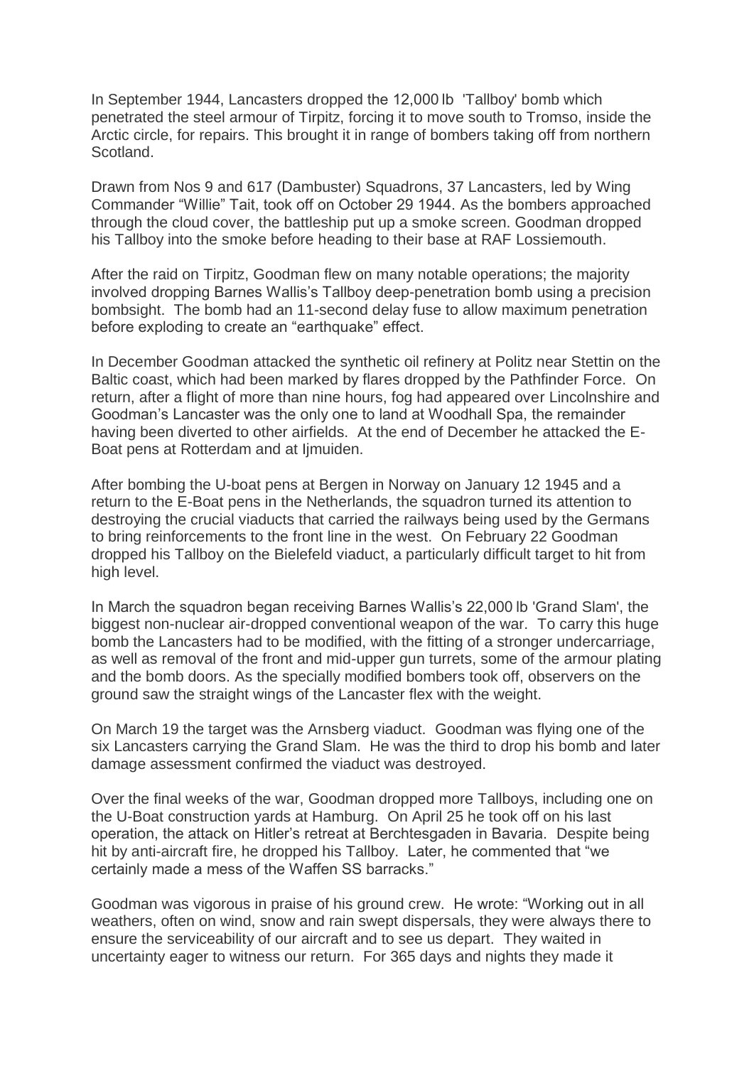In September 1944, Lancasters dropped the 12,000 lb 'Tallboy' bomb which penetrated the steel armour of Tirpitz, forcing it to move south to Tromso, inside the Arctic circle, for repairs. This brought it in range of bombers taking off from northern Scotland.

Drawn from Nos 9 and 617 (Dambuster) Squadrons, 37 Lancasters, led by Wing Commander "Willie" Tait, took off on October 29 1944. As the bombers approached through the cloud cover, the battleship put up a smoke screen. Goodman dropped his Tallboy into the smoke before heading to their base at RAF Lossiemouth.

After the raid on Tirpitz, Goodman flew on many notable operations; the majority involved dropping Barnes Wallis's Tallboy deep-penetration bomb using a precision bombsight. The bomb had an 11-second delay fuse to allow maximum penetration before exploding to create an "earthquake" effect.

In December Goodman attacked the synthetic oil refinery at Politz near Stettin on the Baltic coast, which had been marked by flares dropped by the Pathfinder Force. On return, after a flight of more than nine hours, fog had appeared over Lincolnshire and Goodman's Lancaster was the only one to land at Woodhall Spa, the remainder having been diverted to other airfields. At the end of December he attacked the E-Boat pens at Rotterdam and at Ijmuiden.

After bombing the U-boat pens at Bergen in Norway on January 12 1945 and a return to the E-Boat pens in the Netherlands, the squadron turned its attention to destroying the crucial viaducts that carried the railways being used by the Germans to bring reinforcements to the front line in the west. On February 22 Goodman dropped his Tallboy on the Bielefeld viaduct, a particularly difficult target to hit from high level.

In March the squadron began receiving Barnes Wallis's 22,000 lb 'Grand Slam', the biggest non-nuclear air-dropped conventional weapon of the war. To carry this huge bomb the Lancasters had to be modified, with the fitting of a stronger undercarriage, as well as removal of the front and mid-upper gun turrets, some of the armour plating and the bomb doors. As the specially modified bombers took off, observers on the ground saw the straight wings of the Lancaster flex with the weight.

On March 19 the target was the Arnsberg viaduct. Goodman was flying one of the six Lancasters carrying the Grand Slam. He was the third to drop his bomb and later damage assessment confirmed the viaduct was destroyed.

Over the final weeks of the war, Goodman dropped more Tallboys, including one on the U-Boat construction yards at Hamburg. On April 25 he took off on his last operation, the attack on Hitler's retreat at Berchtesgaden in Bavaria. Despite being hit by anti-aircraft fire, he dropped his Tallboy. Later, he commented that "we certainly made a mess of the Waffen SS barracks."

Goodman was vigorous in praise of his ground crew. He wrote: "Working out in all weathers, often on wind, snow and rain swept dispersals, they were always there to ensure the serviceability of our aircraft and to see us depart. They waited in uncertainty eager to witness our return. For 365 days and nights they made it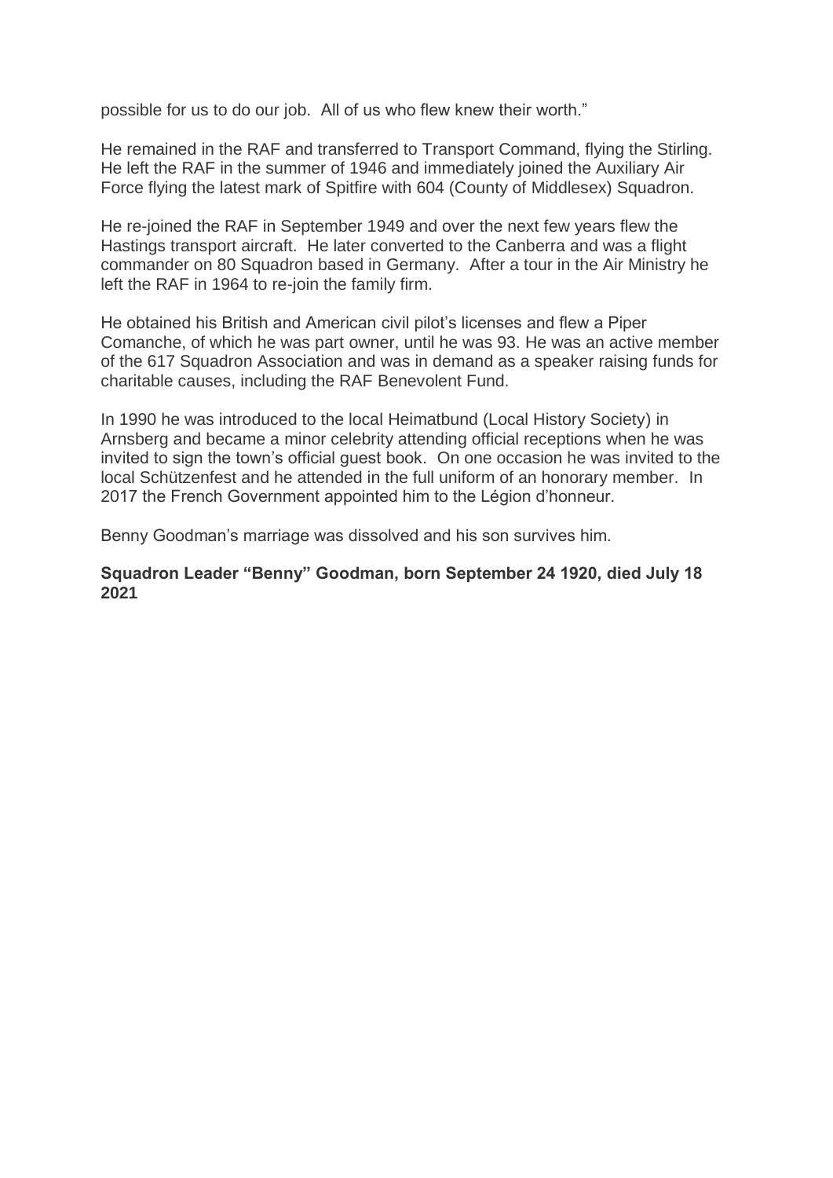possible for us to do our job. All of us who flew knew their worth."

He remained in the RAF and transferred to Transport Command, flying the Stirling. He left the RAF in the summer of 1946 and immediately joined the Auxiliary Air Force flying the latest mark of Spitfire with 604 (County of Middlesex) Squadron.

He re-joined the RAF in September 1949 and over the next few years flew the Hastings transport aircraft. He later converted to the Canberra and was a flight commander on 80 Squadron based in Germany. After a tour in the Air Ministry he left the RAF in 1964 to re-join the family firm.

He obtained his British and American civil pilot's licenses and flew a Piper Comanche, of which he was part owner, until he was 93. He was an active member of the 617 Squadron Association and was in demand as a speaker raising funds for charitable causes, including the RAF Benevolent Fund.

In 1990 he was introduced to the local Heimatbund (Local History Society) in Arnsberg and became a minor celebrity attending official receptions when he was invited to sign the town's official guest book. On one occasion he was invited to the local Schützenfest and he attended in the full uniform of an honorary member. In 2017 the French Government appointed him to the Légion d'honneur.

Benny Goodman's marriage was dissolved and his son survives him.

**Squadron Leader "Benny" Goodman, born September 24 1920, died July 18 2021**